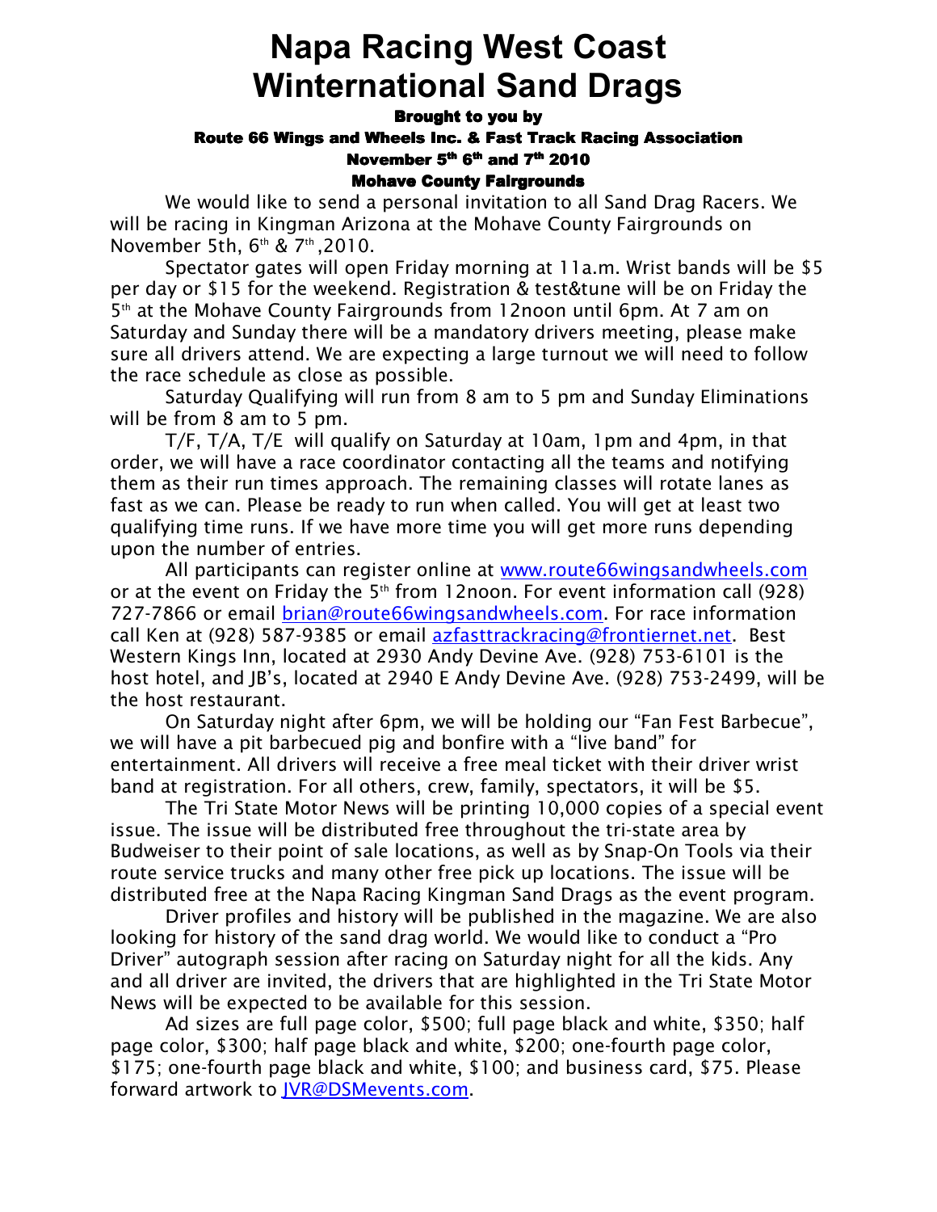# Napa Racing West Coast Winternational Sand Drags

**Brought to you by**

**Route 66 Wings and Wheels Inc. & Fast Track Racing Association**

**November 5th 6th and 7th 2010**

**Mohave County Fairgrounds**

We would like to send a personal invitation to all Sand Drag Racers. We will be racing in Kingman Arizona at the Mohave County Fairgrounds on November 5th, 6th & 7th ,2010.

Spectator gates will open Friday morning at 11a.m. Wrist bands will be $5 per day or $15 for the weekend. Registration & test&tune will be on Friday the 5th at the Mohave County Fairgrounds from 12noon until 6pm. At 7 am on Saturday and Sunday there will be a mandatory drivers meeting, please make sure all drivers attend. We are expecting a large turnout we will need to follow the race schedule as close as possible.

Saturday Qualifying will run from 8 am to 5 pm and Sunday Eliminations will be from 8 am to 5 pm.

T/F, T/A, T/E will qualify on Saturday at 10am, 1pm and 4pm, in that order, we will have a race coordinator contacting all the teams and notifying them as their run times approach. The remaining classes will rotate lanes as fast as we can. Please be ready to run when called. You will get at least two qualifying time runs. If we have more time you will get more runs depending upon the number of entries.

All participants can register online at www.route66wingsandwheels.com or at the event on Friday the 5th from 12noon. For event information call (928) 727-7866 or email brian@route66wingsandwheels.com. For race information call Ken at (928) 587-9385 or email azfasttrackracing@frontiernet.net. Best Western Kings Inn, located at 2930 Andy Devine Ave. (928) 753-6101 is the host hotel, and JB's, located at 2940 E Andy Devine Ave. (928) 753-2499, will be the host restaurant.

On Saturday night after 6pm, we will be holding our "Fan Fest Barbecue", we will have a pit barbecued pig and bonfire with a "live band" for entertainment. All drivers will receive a free meal ticket with their driver wrist band at registration. For all others, crew, family, spectators, it will be $5.

The Tri State Motor News will be printing 10,000 copies of a special event issue. The issue will be distributed free throughout the tri-state area by Budweiser to their point of sale locations, as well as by Snap-On Tools via their route service trucks and many other free pick up locations. The issue will be distributed free at the Napa Racing Kingman Sand Drags as the event program.

Driver profiles and history will be published in the magazine. We are also looking for history of the sand drag world. We would like to conduct a "Pro Driver" autograph session after racing on Saturday night for all the kids. Any and all driver are invited, the drivers that are highlighted in the Tri State Motor News will be expected to be available for this session.

Ad sizes are full page color, $500; full page black and white, $350; half page color, $300; half page black and white, $200; one-fourth page color, $175; one-fourth page black and white, $100; and business card, $75. Please forward artwork to JVR@DSMevents.com.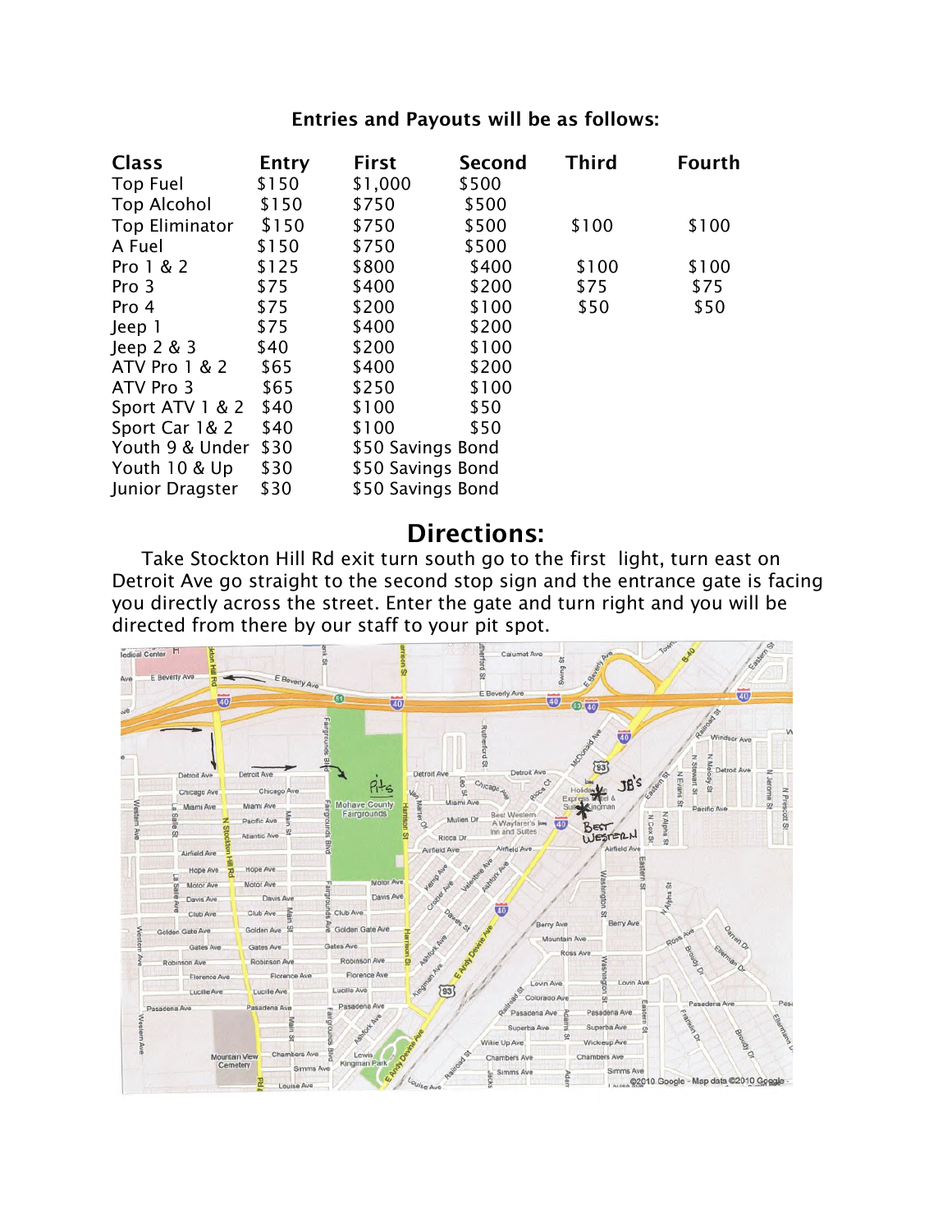**Entries and Payouts will be as follows:**

| Class | Entry | First | Second | Third | Fourth |
|---|---|---|---|---|---|
| Top Fuel | $150 | $1,000 | $500 | | |
| Top Alcohol | $150 | $750 | $500 | | |
| Top Eliminator | $150 | $750 | $500 | $100 | $100 |
| A Fuel | $150 | $750 | $500 | | |
| Pro 1 & 2 | $125 | $800 | $400 | $100 | $100 |
| Pro 3 | $75 | $400 | $200 | $75 | $75 |
| Pro 4 | $75 | $200 | $100 | $50 | $50 |
| Jeep 1 | $75 | $400 | $200 | | |
| Jeep 2 & 3 | $40 | $200 | $100 | | |
| ATV Pro 1 & 2 | $65 | $400 | $200 | | |
| ATV Pro 3 | $65 | $250 | $100 | | |
| Sport ATV 1 & 2 | $40 | $100 | $50 | | |
| Sport Car 1& 2 | $40 | $100 | $50 | | |
| Youth 9 & Under | $30 | $50 Savings Bond | | | |
| Youth 10 & Up | $30 | $50 Savings Bond | | | |
| Junior Dragster | $30 | $50 Savings Bond | | | |

## Directions:

Take Stockton Hill Rd exit turn south go to the first light, turn east on Detroit Ave go straight to the second stop sign and the entrance gate is facing you directly across the street. Enter the gate and turn right and you will be directed from there by our staff to your pit spot.